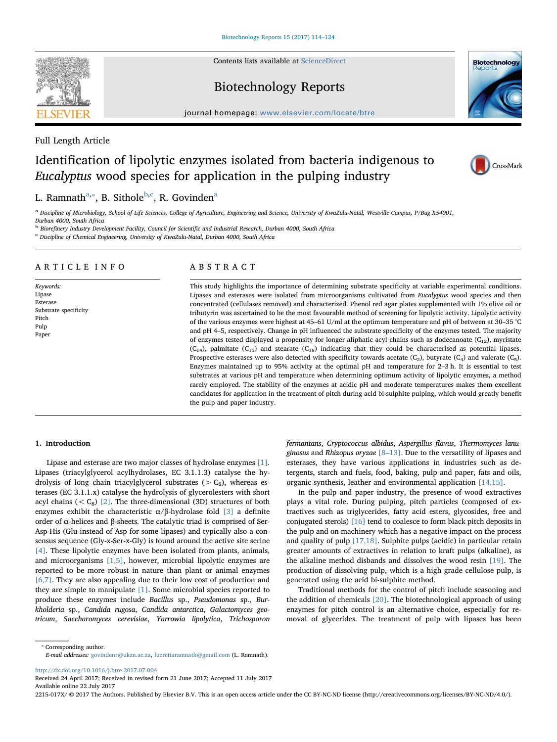Full Length Article

# Identification of lipolytic enzymes isolated from bacteria indigenous to *Eucalyptus* wood species for application in the pulping industry

L. Ramnath[a,*], B. Sithole[b,c], R. Govinden[a]

[a] Discipline of Microbiology, School of Life Sciences, College of Agriculture, Engineering and Science, University of KwaZulu-Natal, Westville Campus, P/Bag X54001, Durban 4000, South Africa

[b] Biorefinery Industry Development Facility, Council for Scientific and Industrial Research, Durban 4000, South Africa

[c] Discipline of Chemical Engineering, University of KwaZulu-Natal, Durban 4000, South Africa

## ARTICLE INFO

*Keywords:*
Lipase
Esterase
Substrate specificity
Pitch
Pulp
Paper

## ABSTRACT

This study highlights the importance of determining substrate specificity at variable experimental conditions. Lipases and esterases were isolated from microorganisms cultivated from *Eucalyptus* wood species and then concentrated (cellulases removed) and characterized. Phenol red agar plates supplemented with 1% olive oil or tributyrin was ascertained to be the most favourable method of screening for lipolytic activity. Lipolytic activity of the various enzymes were highest at 45–61 U/ml at the optimum temperature and pH of between at 30–35 °C and pH 4–5, respectively. Change in pH influenced the substrate specificity of the enzymes tested. The majority of enzymes tested displayed a propensity for longer aliphatic acyl chains such as dodecanoate ($C_{12}$), myristate ($C_{14}$), palmitate ($C_{16}$) and stearate ($C_{18}$) indicating that they could be characterised as potential lipases. Prospective esterases were also detected with specificity towards acetate ($C_2$), butyrate ($C_4$) and valerate ($C_5$). Enzymes maintained up to 95% activity at the optimal pH and temperature for 2–3 h. It is essential to test substrates at various pH and temperature when determining optimum activity of lipolytic enzymes, a method rarely employed. The stability of the enzymes at acidic pH and moderate temperatures makes them excellent candidates for application in the treatment of pitch during acid bi-sulphite pulping, which would greatly benefit the pulp and paper industry.

## 1. Introduction

Lipase and esterase are two major classes of hydrolase enzymes [1]. Lipases (triacylglycerol acylhydrolases, EC 3.1.1.3) catalyse the hydrolysis of long chain triacylglycerol substrates ($> C_8$), whereas esterases (EC 3.1.1.x) catalyse the hydrolysis of glycerolesters with short acyl chains ($< C_8$) [2]. The three-dimensional (3D) structures of both enzymes exhibit the characteristic α/β-hydrolase fold [3] a definite order of α-helices and β-sheets. The catalytic triad is comprised of Ser-Asp-His (Glu instead of Asp for some lipases) and typically also a consensus sequence (Gly-x-Ser-x-Gly) is found around the active site serine [4]. These lipolytic enzymes have been isolated from plants, animals, and microorganisms [1,5], however, microbial lipolytic enzymes are reported to be more robust in nature than plant or animal enzymes [6,7]. They are also appealing due to their low cost of production and they are simple to manipulate [1]. Some microbial species reported to produce these enzymes include *Bacillus* sp., *Pseudomonas* sp., *Burkholderia* sp., *Candida rugosa*, *Candida antarctica*, *Galactomyces geotricum*, *Saccharomyces cerevisiae*, *Yarrowia lipolytica*, *Trichosporon fermantans*, *Cryptococcus albidus*, *Aspergillus flavus*, *Thermomyces lanuginosus* and *Rhizopus oryzae* [8–13]. Due to the versatility of lipases and esterases, they have various applications in industries such as detergents, starch and fuels, food, baking, pulp and paper, fats and oils, organic synthesis, leather and environmental application [14,15].

In the pulp and paper industry, the presence of wood extractives plays a vital role. During pulping, pitch particles (composed of extractives such as triglycerides, fatty acid esters, glycosides, free and conjugated sterols) [16] tend to coalesce to form black pitch deposits in the pulp and on machinery which has a negative impact on the process and quality of pulp [17,18]. Sulphite pulps (acidic) in particular retain greater amounts of extractives in relation to kraft pulps (alkaline), as the alkaline method disbands and dissolves the wood resin [19]. The production of dissolving pulp, which is a high grade cellulose pulp, is generated using the acid bi-sulphite method.

Traditional methods for the control of pitch include seasoning and the addition of chemicals [20]. The biotechnological approach of using enzymes for pitch control is an alternative choice, especially for removal of glycerides. The treatment of pulp with lipases has been

---

* Corresponding author.
*E-mail addresses:* govindenr@ukzn.ac.za, lucretiaramnath@gmail.com (L. Ramnath).

http://dx.doi.org/10.1016/j.btre.2017.07.004
Received 24 April 2017; Received in revised form 21 June 2017; Accepted 11 July 2017
Available online 22 July 2017
2215-017X/ © 2017 The Authors. Published by Elsevier B.V. This is an open access article under the CC BY-NC-ND license (http://creativecommons.org/licenses/BY-NC-ND/4.0/).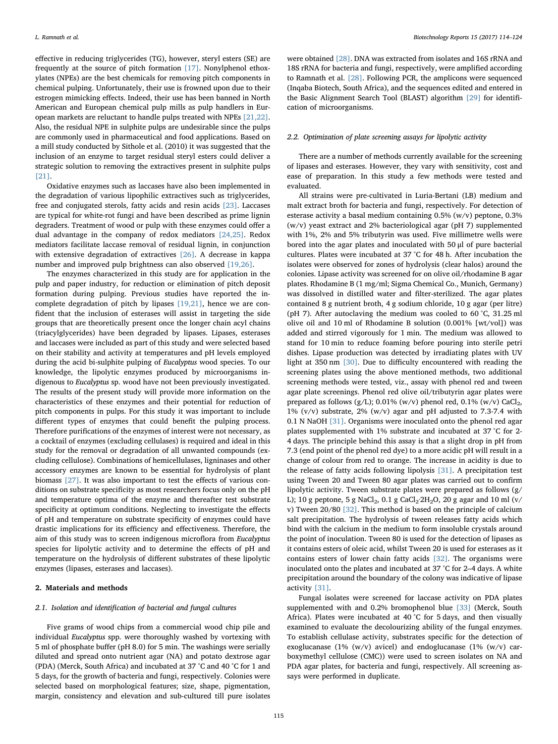effective in reducing triglycerides (TG), however, steryl esters (SE) are frequently at the source of pitch formation [17]. Nonylphenol ethoxylates (NPEs) are the best chemicals for removing pitch components in chemical pulping. Unfortunately, their use is frowned upon due to their estrogen mimicking effects. Indeed, their use has been banned in North American and European chemical pulp mills as pulp handlers in European markets are reluctant to handle pulps treated with NPEs [21,22]. Also, the residual NPE in sulphite pulps are undesirable since the pulps are commonly used in pharmaceutical and food applications. Based on a mill study conducted by Sithole et al. (2010) it was suggested that the inclusion of an enzyme to target residual steryl esters could deliver a strategic solution to removing the extractives present in sulphite pulps [21].

Oxidative enzymes such as laccases have also been implemented in the degradation of various lipophilic extractives such as triglycerides, free and conjugated sterols, fatty acids and resin acids [23]. Laccases are typical for white-rot fungi and have been described as prime lignin degraders. Treatment of wood or pulp with these enzymes could offer a dual advantage in the company of redox mediators [24,25]. Redox mediators facilitate laccase removal of residual lignin, in conjunction with extensive degradation of extractives [26]. A decrease in kappa number and improved pulp brightness can also observed [19,26].

The enzymes characterized in this study are for application in the pulp and paper industry, for reduction or elimination of pitch deposit formation during pulping. Previous studies have reported the incomplete degradation of pitch by lipases [19,21], hence we are confident that the inclusion of esterases will assist in targeting the side groups that are theoretically present once the longer chain acyl chains (triacylglycerides) have been degraded by lipases. Lipases, esterases and laccases were included as part of this study and were selected based on their stability and activity at temperatures and pH levels employed during the acid bi-sulphite pulping of *Eucalyptus* wood species. To our knowledge, the lipolytic enzymes produced by microorganisms indigenous to *Eucalyptus* sp. wood have not been previously investigated. The results of the present study will provide more information on the characteristics of these enzymes and their potential for reduction of pitch components in pulps. For this study it was important to include different types of enzymes that could benefit the pulping process. Therefore purifications of the enzymes of interest were not necessary, as a cocktail of enzymes (excluding cellulases) is required and ideal in this study for the removal or degradation of all unwanted compounds (excluding cellulose). Combinations of hemicellulases, ligninases and other accessory enzymes are known to be essential for hydrolysis of plant biomass [27]. It was also important to test the effects of various conditions on substrate specificity as most researchers focus only on the pH and temperature optima of the enzyme and thereafter test substrate specificity at optimum conditions. Neglecting to investigate the effects of pH and temperature on substrate specificity of enzymes could have drastic implications for its efficiency and effectiveness. Therefore, the aim of this study was to screen indigenous microflora from *Eucalyptus* species for lipolytic activity and to determine the effects of pH and temperature on the hydrolysis of different substrates of these lipolytic enzymes (lipases, esterases and laccases).

## 2. Materials and methods

### 2.1. Isolation and identification of bacterial and fungal cultures

Five grams of wood chips from a commercial wood chip pile and individual *Eucalyptus* spp. were thoroughly washed by vortexing with 5 ml of phosphate buffer (pH 8.0) for 5 min. The washings were serially diluted and spread onto nutrient agar (NA) and potato dextrose agar (PDA) (Merck, South Africa) and incubated at 37 °C and 40 °C for 1 and 5 days, for the growth of bacteria and fungi, respectively. Colonies were selected based on morphological features; size, shape, pigmentation, margin, consistency and elevation and sub-cultured till pure isolates were obtained [28]. DNA was extracted from isolates and 16S rRNA and 18S rRNA for bacteria and fungi, respectively, were amplified according to Ramnath et al. [28]. Following PCR, the amplicons were sequenced (Inqaba Biotech, South Africa), and the sequences edited and entered in the Basic Alignment Search Tool (BLAST) algorithm [29] for identification of microorganisms.

### 2.2. Optimization of plate screening assays for lipolytic activity

There are a number of methods currently available for the screening of lipases and esterases. However, they vary with sensitivity, cost and ease of preparation. In this study a few methods were tested and evaluated.

All strains were pre-cultivated in Luria-Bertani (LB) medium and malt extract broth for bacteria and fungi, respectively. For detection of esterase activity a basal medium containing 0.5% (w/v) peptone, 0.3% (w/v) yeast extract and 2% bacteriological agar (pH 7) supplemented with 1%, 2% and 5% tributyrin was used. Five millimetre wells were bored into the agar plates and inoculated with 50 μl of pure bacterial cultures. Plates were incubated at 37 °C for 48 h. After incubation the isolates were observed for zones of hydrolysis (clear halos) around the colonies. Lipase activity was screened for on olive oil/rhodamine B agar plates. Rhodamine B (1 mg/ml; Sigma Chemical Co., Munich, Germany) was dissolved in distilled water and filter-sterilized. The agar plates contained 8 g nutrient broth, 4 g sodium chloride, 10 g agar (per litre) (pH 7). After autoclaving the medium was cooled to 60 °C, 31.25 ml olive oil and 10 ml of Rhodamine B solution (0.001% [wt/vol]) was added and stirred vigorously for 1 min. The medium was allowed to stand for 10 min to reduce foaming before pouring into sterile petri dishes. Lipase production was detected by irradiating plates with UV light at 350 nm [30]. Due to difficulty encountered with reading the screening plates using the above mentioned methods, two additional screening methods were tested, viz., assay with phenol red and tween agar plate screenings. Phenol red olive oil/tributyrin agar plates were prepared as follows (g/L); 0.01% (w/v) phenol red, 0.1% (w/v) $CaCl_2$, 1% (v/v) substrate, 2% (w/v) agar and pH adjusted to 7.3-7.4 with 0.1 N NaOH [31]. Organisms were inoculated onto the phenol red agar plates supplemented with 1% substrate and incubated at 37 °C for 2-4 days. The principle behind this assay is that a slight drop in pH from 7.3 (end point of the phenol red dye) to a more acidic pH will result in a change of colour from red to orange. The increase in acidity is due to the release of fatty acids following lipolysis [31]. A precipitation test using Tween 20 and Tween 80 agar plates was carried out to confirm lipolytic activity. Tween substrate plates were prepared as follows (g/L); 10 g peptone, 5 g $NaCl_2$, 0.1 g $CaCl_2 \cdot 2H_2O$, 20 g agar and 10 ml (v/v) Tween 20/80 [32]. This method is based on the principle of calcium salt precipitation. The hydrolysis of tween releases fatty acids which bind with the calcium in the medium to form insoluble crystals around the point of inoculation. Tween 80 is used for the detection of lipases as it contains esters of oleic acid, whilst Tween 20 is used for esterases as it contains esters of lower chain fatty acids [32]. The organisms were inoculated onto the plates and incubated at 37 °C for 2–4 days. A white precipitation around the boundary of the colony was indicative of lipase activity [31].

Fungal isolates were screened for laccase activity on PDA plates supplemented with and 0.2% bromophenol blue [33] (Merck, South Africa). Plates were incubated at 40 °C for 5 days, and then visually examined to evaluate the decolourizing ability of the fungal enzymes. To establish cellulase activity, substrates specific for the detection of exoglucanase (1% (w/v) avicel) and endoglucanase (1% (w/v) carboxymethyl cellulose (CMC)) were used to screen isolates on NA and PDA agar plates, for bacteria and fungi, respectively. All screening assays were performed in duplicate.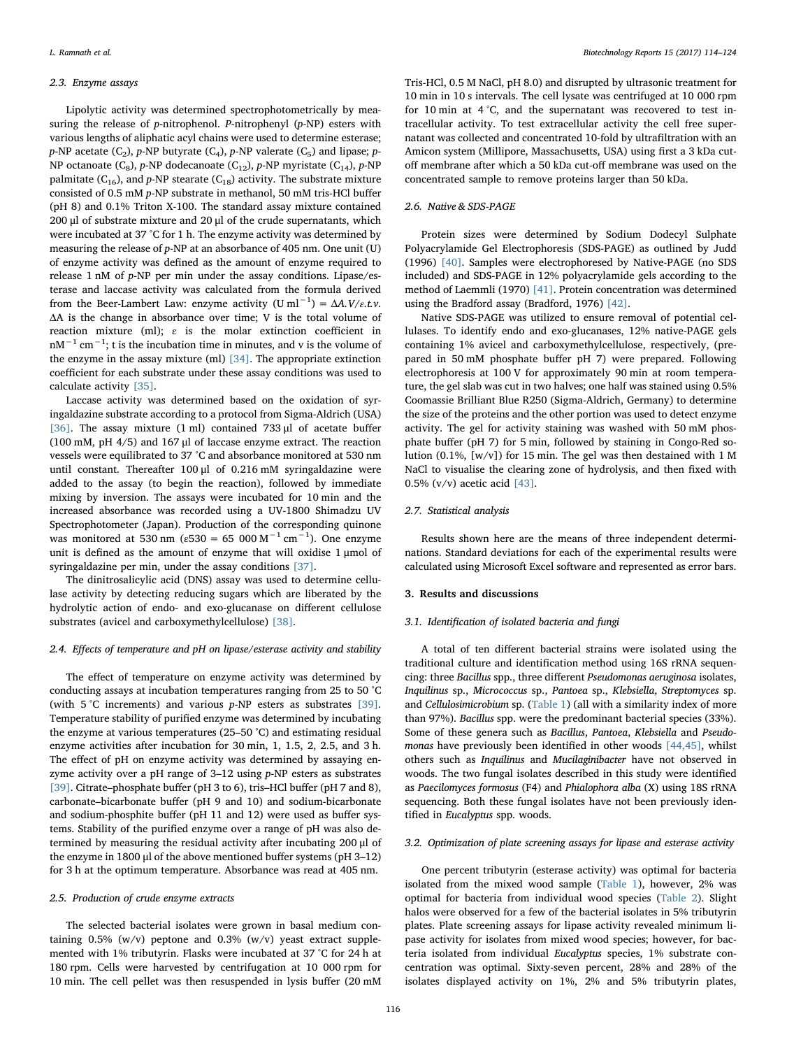### 2.3. Enzyme assays

Lipolytic activity was determined spectrophotometrically by measuring the release of *p*-nitrophenol. *P*-nitrophenyl (*p*-NP) esters with various lengths of aliphatic acyl chains were used to determine esterase; *p*-NP acetate ($C_2$), *p*-NP butyrate ($C_4$), *p*-NP valerate ($C_5$) and lipase; *p*-NP octanoate ($C_8$), *p*-NP dodecanoate ($C_{12}$), *p*-NP myristate ($C_{14}$), *p*-NP palmitate ($C_{16}$), and *p*-NP stearate ($C_{18}$) activity. The substrate mixture consisted of 0.5 mM *p*-NP substrate in methanol, 50 mM tris-HCl buffer (pH 8) and 0.1% Triton X-100. The standard assay mixture contained 200 µl of substrate mixture and 20 µl of the crude supernatants, which were incubated at 37 °C for 1 h. The enzyme activity was determined by measuring the release of *p*-NP at an absorbance of 405 nm. One unit (U) of enzyme activity was defined as the amount of enzyme required to release 1 nM of *p*-NP per min under the assay conditions. Lipase/esterase and laccase activity was calculated from the formula derived from the Beer-Lambert Law: enzyme activity ($U\,ml^{-1}$) = $\Delta A.V/\varepsilon.t.v$. $\Delta A$ is the change in absorbance over time; V is the total volume of reaction mixture (ml); ε is the molar extinction coefficient in $nM^{-1}\,cm^{-1}$; t is the incubation time in minutes, and v is the volume of the enzyme in the assay mixture (ml) [34]. The appropriate extinction coefficient for each substrate under these assay conditions was used to calculate activity [35].

Laccase activity was determined based on the oxidation of syringaldazine substrate according to a protocol from Sigma-Aldrich (USA) [36]. The assay mixture (1 ml) contained 733 µl of acetate buffer (100 mM, pH 4/5) and 167 µl of laccase enzyme extract. The reaction vessels were equilibrated to 37 °C and absorbance monitored at 530 nm until constant. Thereafter 100 µl of 0.216 mM syringaldazine were added to the assay (to begin the reaction), followed by immediate mixing by inversion. The assays were incubated for 10 min and the increased absorbance was recorded using a UV-1800 Shimadzu UV Spectrophotometer (Japan). Production of the corresponding quinone was monitored at 530 nm ($\varepsilon 530 = 65\ 000\ M^{-1}\,cm^{-1}$). One enzyme unit is defined as the amount of enzyme that will oxidise 1 µmol of syringaldazine per min, under the assay conditions [37].

The dinitrosalicylic acid (DNS) assay was used to determine cellulase activity by detecting reducing sugars which are liberated by the hydrolytic action of endo- and exo-glucanase on different cellulose substrates (avicel and carboxymethylcellulose) [38].

### 2.4. Effects of temperature and pH on lipase/esterase activity and stability

The effect of temperature on enzyme activity was determined by conducting assays at incubation temperatures ranging from 25 to 50 °C (with 5 °C increments) and various *p*-NP esters as substrates [39]. Temperature stability of purified enzyme was determined by incubating the enzyme at various temperatures (25–50 °C) and estimating residual enzyme activities after incubation for 30 min, 1, 1.5, 2, 2.5, and 3 h. The effect of pH on enzyme activity was determined by assaying enzyme activity over a pH range of 3–12 using *p*-NP esters as substrates [39]. Citrate–phosphate buffer (pH 3 to 6), tris–HCl buffer (pH 7 and 8), carbonate–bicarbonate buffer (pH 9 and 10) and sodium-bicarbonate and sodium-phosphite buffer (pH 11 and 12) were used as buffer systems. Stability of the purified enzyme over a range of pH was also determined by measuring the residual activity after incubating 200 µl of the enzyme in 1800 µl of the above mentioned buffer systems (pH 3–12) for 3 h at the optimum temperature. Absorbance was read at 405 nm.

### 2.5. Production of crude enzyme extracts

The selected bacterial isolates were grown in basal medium containing 0.5% (w/v) peptone and 0.3% (w/v) yeast extract supplemented with 1% tributyrin. Flasks were incubated at 37 °C for 24 h at 180 rpm. Cells were harvested by centrifugation at 10 000 rpm for 10 min. The cell pellet was then resuspended in lysis buffer (20 mM Tris-HCl, 0.5 M NaCl, pH 8.0) and disrupted by ultrasonic treatment for 10 min in 10 s intervals. The cell lysate was centrifuged at 10 000 rpm for 10 min at 4 °C, and the supernatant was recovered to test intracellular activity. To test extracellular activity the cell free supernatant was collected and concentrated 10-fold by ultrafiltration with an Amicon system (Millipore, Massachusetts, USA) using first a 3 kDa cut-off membrane after which a 50 kDa cut-off membrane was used on the concentrated sample to remove proteins larger than 50 kDa.

### 2.6. Native & SDS-PAGE

Protein sizes were determined by Sodium Dodecyl Sulphate Polyacrylamide Gel Electrophoresis (SDS-PAGE) as outlined by Judd (1996) [40]. Samples were electrophoresed by Native-PAGE (no SDS included) and SDS-PAGE in 12% polyacrylamide gels according to the method of Laemmli (1970) [41]. Protein concentration was determined using the Bradford assay (Bradford, 1976) [42].

Native SDS-PAGE was utilized to ensure removal of potential cellulases. To identify endo and exo-glucanases, 12% native-PAGE gels containing 1% avicel and carboxymethylcellulose, respectively, (prepared in 50 mM phosphate buffer pH 7) were prepared. Following electrophoresis at 100 V for approximately 90 min at room temperature, the gel slab was cut in two halves; one half was stained using 0.5% Coomassie Brilliant Blue R250 (Sigma-Aldrich, Germany) to determine the size of the proteins and the other portion was used to detect enzyme activity. The gel for activity staining was washed with 50 mM phosphate buffer (pH 7) for 5 min, followed by staining in Congo-Red solution (0.1%, [w/v]) for 15 min. The gel was then destained with 1 M NaCl to visualise the clearing zone of hydrolysis, and then fixed with 0.5% (v/v) acetic acid [43].

### 2.7. Statistical analysis

Results shown here are the means of three independent determinations. Standard deviations for each of the experimental results were calculated using Microsoft Excel software and represented as error bars.

## 3. Results and discussions

### 3.1. Identification of isolated bacteria and fungi

A total of ten different bacterial strains were isolated using the traditional culture and identification method using 16S rRNA sequencing: three *Bacillus* spp., three different *Pseudomonas aeruginosa* isolates, *Inquilinus* sp., *Micrococcus* sp., *Pantoea* sp., *Klebsiella*, *Streptomyces* sp. and *Cellulosimicrobium* sp. (Table 1) (all with a similarity index of more than 97%). *Bacillus* spp. were the predominant bacterial species (33%). Some of these genera such as *Bacillus*, *Pantoea*, *Klebsiella* and *Pseudomonas* have previously been identified in other woods [44,45], whilst others such as *Inquilinus* and *Mucilaginibacter* have not observed in woods. The two fungal isolates described in this study were identified as *Paecilomyces formosus* (F4) and *Phialophora alba* (X) using 18S rRNA sequencing. Both these fungal isolates have not been previously identified in *Eucalyptus* spp. woods.

### 3.2. Optimization of plate screening assays for lipase and esterase activity

One percent tributyrin (esterase activity) was optimal for bacteria isolated from the mixed wood sample (Table 1), however, 2% was optimal for bacteria from individual wood species (Table 2). Slight halos were observed for a few of the bacterial isolates in 5% tributyrin plates. Plate screening assays for lipase activity revealed minimum lipase activity for isolates from mixed wood species; however, for bacteria isolated from individual *Eucalyptus* species, 1% substrate concentration was optimal. Sixty-seven percent, 28% and 28% of the isolates displayed activity on 1%, 2% and 5% tributyrin plates,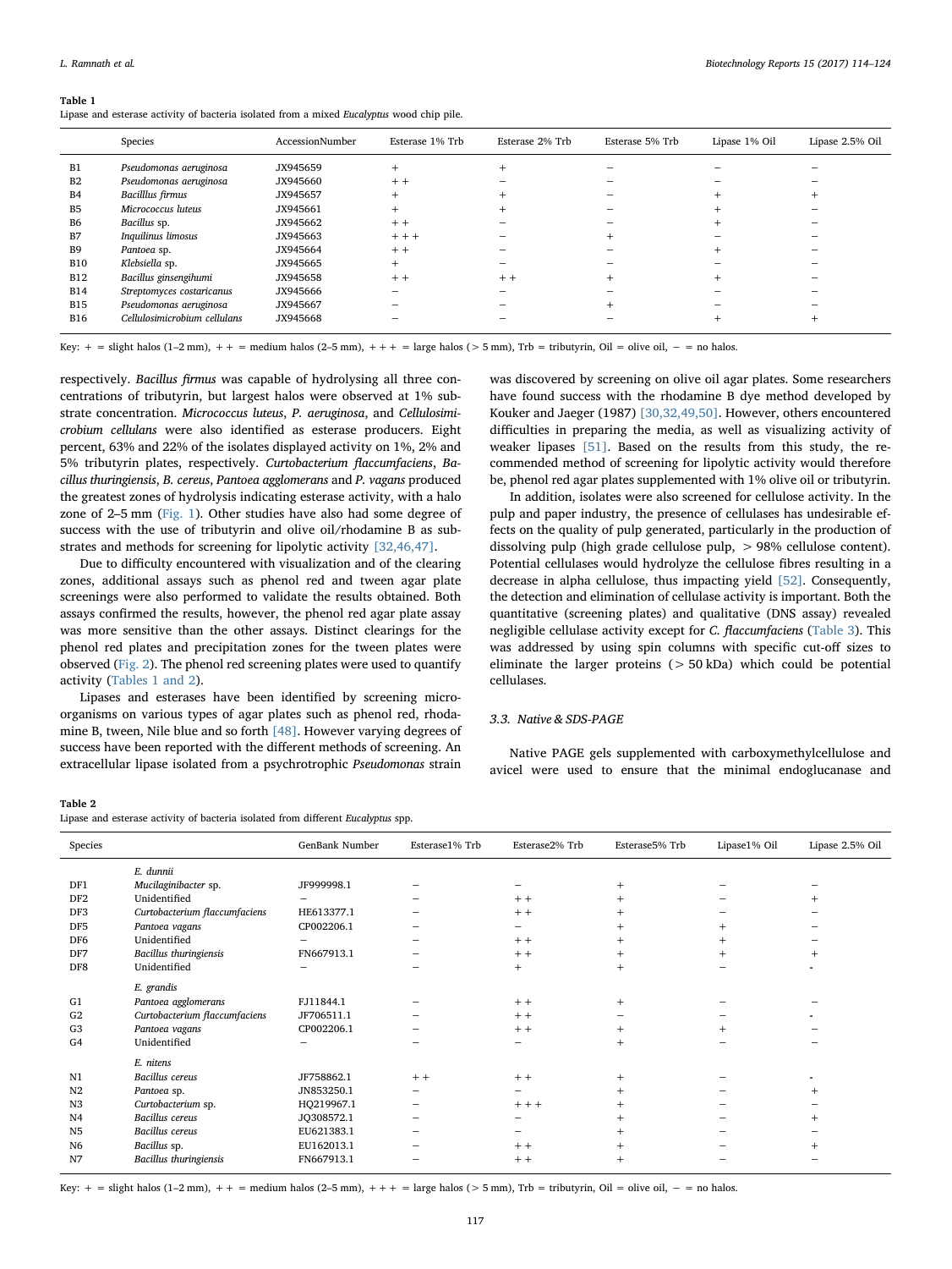**Table 1**
Lipase and esterase activity of bacteria isolated from a mixed *Eucalyptus* wood chip pile.

| | Species | AccessionNumber | Esterase 1% Trb | Esterase 2% Trb | Esterase 5% Trb | Lipase 1% Oil | Lipase 2.5% Oil |
|---|---|---|---|---|---|---|---|
| B1 | *Pseudomonas aeruginosa* | JX945659 | + | + | – | – | – |
| B2 | *Pseudomonas aeruginosa* | JX945660 | + + | – | – | – | – |
| B4 | *Bacilllus firmus* | JX945657 | + | + | – | + | + |
| B5 | *Micrococcus luteus* | JX945661 | + | + | – | + | – |
| B6 | *Bacillus* sp. | JX945662 | + + | – | – | + | – |
| B7 | *Inquilinus limosus* | JX945663 | + + + | – | + | – | – |
| B9 | *Pantoea* sp. | JX945664 | + + | – | – | + | – |
| B10 | *Klebsiella* sp. | JX945665 | + | – | – | – | – |
| B12 | *Bacillus ginsengihumi* | JX945658 | + + | + + | + | + | – |
| B14 | *Streptomyces costaricanus* | JX945666 | – | – | – | – | – |
| B15 | *Pseudomonas aeruginosa* | JX945667 | – | – | + | – | – |
| B16 | *Cellulosimicrobium cellulans* | JX945668 | – | – | – | + | + |

Key: + = slight halos (1–2 mm), + + = medium halos (2–5 mm), + + + = large halos (> 5 mm), Trb = tributyrin, Oil = olive oil, – = no halos.

respectively. *Bacillus firmus* was capable of hydrolysing all three concentrations of tributyrin, but largest halos were observed at 1% substrate concentration. *Micrococcus luteus*, *P. aeruginosa*, and *Cellulosimicrobium cellulans* were also identified as esterase producers. Eight percent, 63% and 22% of the isolates displayed activity on 1%, 2% and 5% tributyrin plates, respectively. *Curtobacterium flaccumfaciens*, *Bacillus thuringiensis*, *B. cereus*, *Pantoea agglomerans* and *P. vagans* produced the greatest zones of hydrolysis indicating esterase activity, with a halo zone of 2–5 mm (Fig. 1). Other studies have also had some degree of success with the use of tributyrin and olive oil/rhodamine B as substrates and methods for screening for lipolytic activity [32,46,47].

Due to difficulty encountered with visualization and of the clearing zones, additional assays such as phenol red and tween agar plate screenings were also performed to validate the results obtained. Both assays confirmed the results, however, the phenol red agar plate assay was more sensitive than the other assays. Distinct clearings for the phenol red plates and precipitation zones for the tween plates were observed (Fig. 2). The phenol red screening plates were used to quantify activity (Tables 1 and 2).

Lipases and esterases have been identified by screening microorganisms on various types of agar plates such as phenol red, rhodamine B, tween, Nile blue and so forth [48]. However varying degrees of success have been reported with the different methods of screening. An extracellular lipase isolated from a psychrotrophic *Pseudomonas* strain was discovered by screening on olive oil agar plates. Some researchers have found success with the rhodamine B dye method developed by Kouker and Jaeger (1987) [30,32,49,50]. However, others encountered difficulties in preparing the media, as well as visualizing activity of weaker lipases [51]. Based on the results from this study, the recommended method of screening for lipolytic activity would therefore be, phenol red agar plates supplemented with 1% olive oil or tributyrin.

In addition, isolates were also screened for cellulose activity. In the pulp and paper industry, the presence of cellulases has undesirable effects on the quality of pulp generated, particularly in the production of dissolving pulp (high grade cellulose pulp, > 98% cellulose content). Potential cellulases would hydrolyze the cellulose fibres resulting in a decrease in alpha cellulose, thus impacting yield [52]. Consequently, the detection and elimination of cellulase activity is important. Both the quantitative (screening plates) and qualitative (DNS assay) revealed negligible cellulase activity except for *C. flaccumfaciens* (Table 3). This was addressed by using spin columns with specific cut-off sizes to eliminate the larger proteins (> 50 kDa) which could be potential cellulases.

### 3.3. Native & SDS-PAGE

Native PAGE gels supplemented with carboxymethylcellulose and avicel were used to ensure that the minimal endoglucanase and

**Table 2**
Lipase and esterase activity of bacteria isolated from different *Eucalyptus* spp.

| Species | | GenBank Number | Esterase1% Trb | Esterase2% Trb | Esterase5% Trb | Lipase1% Oil | Lipase 2.5% Oil |
|---|---|---|---|---|---|---|---|
| | *E. dunnii* | | | | | | |
| DF1 | *Mucilaginibacter* sp. | JF999998.1 | – | – | + | – | – |
| DF2 | Unidentified | – | – | + + | + | – | + |
| DF3 | *Curtobacterium flaccumfaciens* | HE613377.1 | – | + + | + | – | – |
| DF5 | *Pantoea vagans* | CP002206.1 | – | – | + | + | – |
| DF6 | Unidentified | – | – | + + | + | + | – |
| DF7 | *Bacillus thuringiensis* | FN667913.1 | – | + + | + | + | + |
| DF8 | Unidentified | – | – | + | + | – | - |
| | *E. grandis* | | | | | | |
| G1 | *Pantoea agglomerans* | FJ11844.1 | – | + + | + | – | – |
| G2 | *Curtobacterium flaccumfaciens* | JF706511.1 | – | + + | – | – | - |
| G3 | *Pantoea vagans* | CP002206.1 | – | + + | + | + | – |
| G4 | Unidentified | – | – | – | + | – | – |
| | *E. nitens* | | | | | | |
| N1 | *Bacillus cereus* | JF758862.1 | + + | + + | + | – | - |
| N2 | *Pantoea* sp. | JN853250.1 | – | – | + | – | + |
| N3 | *Curtobacterium* sp. | HQ219967.1 | – | + + + | + | – | – |
| N4 | *Bacillus cereus* | JQ308572.1 | – | – | + | – | + |
| N5 | *Bacillus cereus* | EU621383.1 | – | – | + | – | – |
| N6 | *Bacillus* sp. | EU162013.1 | – | + + | + | – | + |
| N7 | *Bacillus thuringiensis* | FN667913.1 | – | + + | + | – | – |

Key: + = slight halos (1–2 mm), + + = medium halos (2–5 mm), + + + = large halos (> 5 mm), Trb = tributyrin, Oil = olive oil, – = no halos.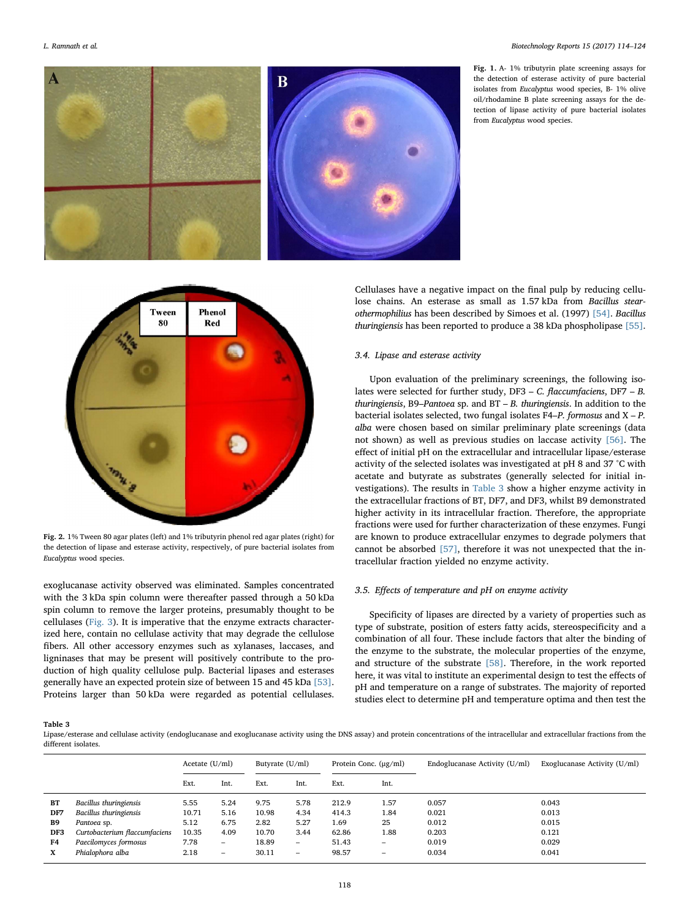**Fig. 1.** A- 1% tributyrin plate screening assays for the detection of esterase activity of pure bacterial isolates from *Eucalyptus* wood species, B- 1% olive oil/rhodamine B plate screening assays for the detection of lipase activity of pure bacterial isolates from *Eucalyptus* wood species.

**Fig. 2.** 1% Tween 80 agar plates (left) and 1% tributyrin phenol red agar plates (right) for the detection of lipase and esterase activity, respectively, of pure bacterial isolates from *Eucalyptus* wood species.

exoglucanase activity observed was eliminated. Samples concentrated with the 3 kDa spin column were thereafter passed through a 50 kDa spin column to remove the larger proteins, presumably thought to be cellulases (Fig. 3). It is imperative that the enzyme extracts characterized here, contain no cellulase activity that may degrade the cellulose fibers. All other accessory enzymes such as xylanases, laccases, and ligninases that may be present will positively contribute to the production of high quality cellulose pulp. Bacterial lipases and esterases generally have an expected protein size of between 15 and 45 kDa [53]. Proteins larger than 50 kDa were regarded as potential cellulases. Cellulases have a negative impact on the final pulp by reducing cellulose chains. An esterase as small as 1.57 kDa from *Bacillus stearothermophilius* has been described by Simoes et al. (1997) [54]. *Bacillus thuringiensis* has been reported to produce a 38 kDa phospholipase [55].

### 3.4. Lipase and esterase activity

Upon evaluation of the preliminary screenings, the following isolates were selected for further study, DF3 – *C. flaccumfaciens*, DF7 – *B. thuringiensis*, B9–*Pantoea* sp. and BT – *B. thuringiensis*. In addition to the bacterial isolates selected, two fungal isolates F4–*P. formosus* and X – *P. alba* were chosen based on similar preliminary plate screenings (data not shown) as well as previous studies on laccase activity [56]. The effect of initial pH on the extracellular and intracellular lipase/esterase activity of the selected isolates was investigated at pH 8 and 37 °C with acetate and butyrate as substrates (generally selected for initial investigations). The results in Table 3 show a higher enzyme activity in the extracellular fractions of BT, DF7, and DF3, whilst B9 demonstrated higher activity in its intracellular fraction. Therefore, the appropriate fractions were used for further characterization of these enzymes. Fungi are known to produce extracellular enzymes to degrade polymers that cannot be absorbed [57], therefore it was not unexpected that the intracellular fraction yielded no enzyme activity.

### 3.5. Effects of temperature and pH on enzyme activity

Specificity of lipases are directed by a variety of properties such as type of substrate, position of esters fatty acids, stereospecificity and a combination of all four. These include factors that alter the binding of the enzyme to the substrate, the molecular properties of the enzyme, and structure of the substrate [58]. Therefore, in the work reported here, it was vital to institute an experimental design to test the effects of pH and temperature on a range of substrates. The majority of reported studies elect to determine pH and temperature optima and then test the

**Table 3**
Lipase/esterase and cellulase activity (endoglucanase and exoglucanase activity using the DNS assay) and protein concentrations of the intracellular and extracellular fractions from the different isolates.

| | | Acetate (U/ml) | | Butyrate (U/ml) | | Protein Conc. (μg/ml) | | Endoglucanase Activity (U/ml) | Exoglucanase Activity (U/ml) |
|---|---|---|---|---|---|---|---|---|---|
| | | Ext. | Int. | Ext. | Int. | Ext. | Int. | | |
| **BT** | *Bacillus thuringiensis* | 5.55 | 5.24 | 9.75 | 5.78 | 212.9 | 1.57 | 0.057 | 0.043 |
| **DF7** | *Bacillus thuringiensis* | 10.71 | 5.16 | 10.98 | 4.34 | 414.3 | 1.84 | 0.021 | 0.013 |
| **B9** | *Pantoea* sp. | 5.12 | 6.75 | 2.82 | 5.27 | 1.69 | 25 | 0.012 | 0.015 |
| **DF3** | *Curtobacterium flaccumfaciens* | 10.35 | 4.09 | 10.70 | 3.44 | 62.86 | 1.88 | 0.203 | 0.121 |
| **F4** | *Paecilomyces formosus* | 7.78 | – | 18.89 | – | 51.43 | – | 0.019 | 0.029 |
| **X** | *Phialophora alba* | 2.18 | – | 30.11 | – | 98.57 | – | 0.034 | 0.041 |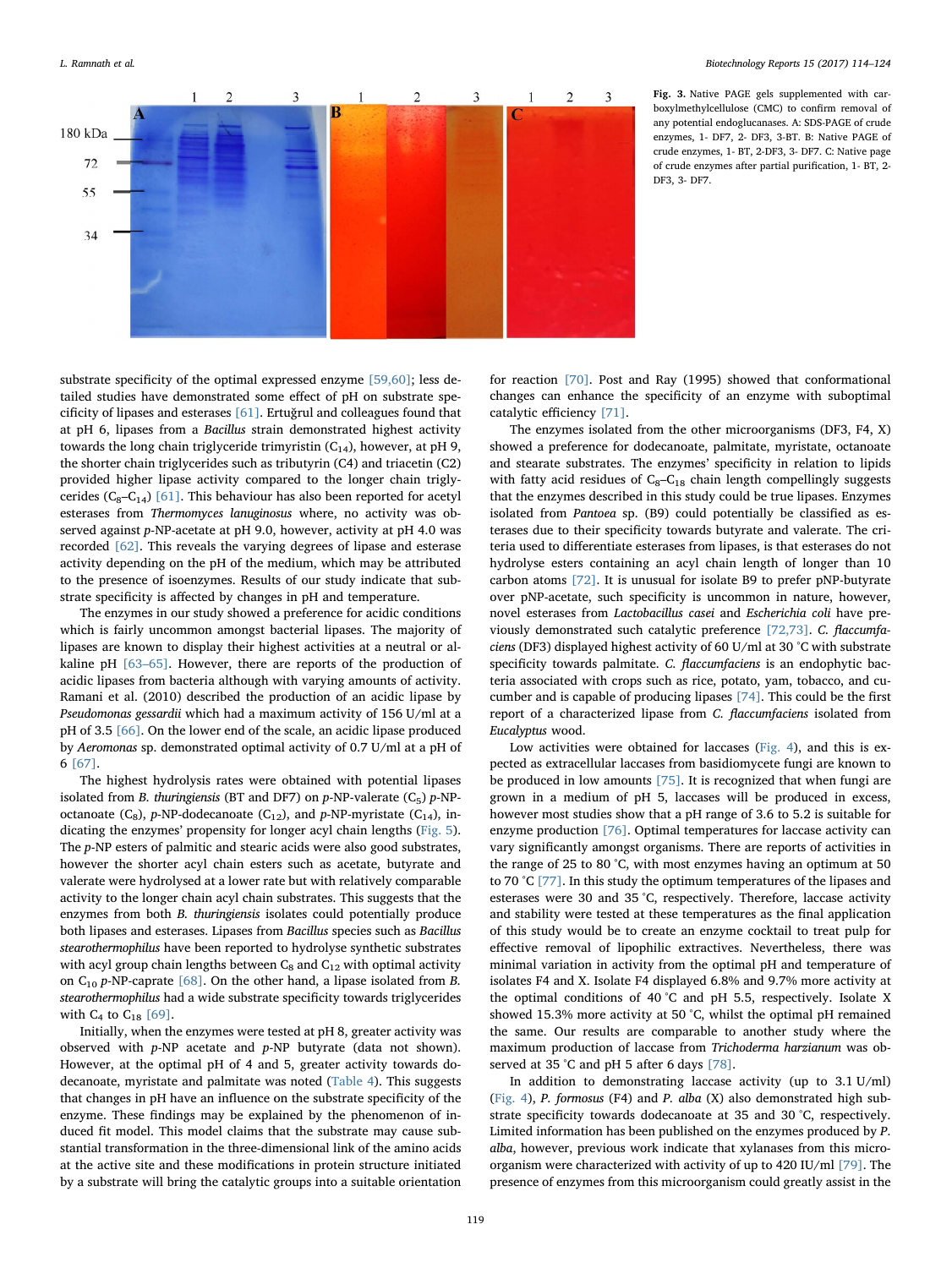Fig. 3. Native PAGE gels supplemented with carboxylmethylcellulose (CMC) to confirm removal of any potential endoglucanases. A: SDS-PAGE of crude enzymes, 1- DF7, 2- DF3, 3-BT. B: Native PAGE of crude enzymes, 1- BT, 2-DF3, 3- DF7. C: Native page of crude enzymes after partial purification, 1- BT, 2-DF3, 3- DF7.

substrate specificity of the optimal expressed enzyme [59,60]; less detailed studies have demonstrated some effect of pH on substrate specificity of lipases and esterases [61]. Ertuğrul and colleagues found that at pH 6, lipases from a *Bacillus* strain demonstrated highest activity towards the long chain triglyceride trimyristin ($C_{14}$), however, at pH 9, the shorter chain triglycerides such as tributyrin (C4) and triacetin (C2) provided higher lipase activity compared to the longer chain triglycerides ($C_8$–$C_{14}$) [61]. This behaviour has also been reported for acetyl esterases from *Thermomyces lanuginosus* where, no activity was observed against *p*-NP-acetate at pH 9.0, however, activity at pH 4.0 was recorded [62]. This reveals the varying degrees of lipase and esterase activity depending on the pH of the medium, which may be attributed to the presence of isoenzymes. Results of our study indicate that substrate specificity is affected by changes in pH and temperature.

The enzymes in our study showed a preference for acidic conditions which is fairly uncommon amongst bacterial lipases. The majority of lipases are known to display their highest activities at a neutral or alkaline pH [63–65]. However, there are reports of the production of acidic lipases from bacteria although with varying amounts of activity. Ramani et al. (2010) described the production of an acidic lipase by *Pseudomonas gessardii* which had a maximum activity of 156 U/ml at a pH of 3.5 [66]. On the lower end of the scale, an acidic lipase produced by *Aeromonas* sp. demonstrated optimal activity of 0.7 U/ml at a pH of 6 [67].

The highest hydrolysis rates were obtained with potential lipases isolated from *B. thuringiensis* (BT and DF7) on *p*-NP-valerate ($C_5$) *p*-NP-octanoate ($C_8$), *p*-NP-dodecanoate ($C_{12}$), and *p*-NP-myristate ($C_{14}$), indicating the enzymes' propensity for longer acyl chain lengths (Fig. 5). The *p*-NP esters of palmitic and stearic acids were also good substrates, however the shorter acyl chain esters such as acetate, butyrate and valerate were hydrolysed at a lower rate but with relatively comparable activity to the longer chain acyl chain substrates. This suggests that the enzymes from both *B. thuringiensis* isolates could potentially produce both lipases and esterases. Lipases from *Bacillus* species such as *Bacillus stearothermophilus* have been reported to hydrolyse synthetic substrates with acyl group chain lengths between $C_8$ and $C_{12}$ with optimal activity on $C_{10}$ *p*-NP-caprate [68]. On the other hand, a lipase isolated from *B. stearothermophilus* had a wide substrate specificity towards triglycerides with $C_4$ to $C_{18}$ [69].

Initially, when the enzymes were tested at pH 8, greater activity was observed with *p*-NP acetate and *p*-NP butyrate (data not shown). However, at the optimal pH of 4 and 5, greater activity towards dodecanoate, myristate and palmitate was noted (Table 4). This suggests that changes in pH have an influence on the substrate specificity of the enzyme. These findings may be explained by the phenomenon of induced fit model. This model claims that the substrate may cause substantial transformation in the three-dimensional link of the amino acids at the active site and these modifications in protein structure initiated by a substrate will bring the catalytic groups into a suitable orientation for reaction [70]. Post and Ray (1995) showed that conformational changes can enhance the specificity of an enzyme with suboptimal catalytic efficiency [71].

The enzymes isolated from the other microorganisms (DF3, F4, X) showed a preference for dodecanoate, palmitate, myristate, octanoate and stearate substrates. The enzymes' specificity in relation to lipids with fatty acid residues of $C_8$–$C_{18}$ chain length compellingly suggests that the enzymes described in this study could be true lipases. Enzymes isolated from *Pantoea* sp. (B9) could potentially be classified as esterases due to their specificity towards butyrate and valerate. The criteria used to differentiate esterases from lipases, is that esterases do not hydrolyse esters containing an acyl chain length of longer than 10 carbon atoms [72]. It is unusual for isolate B9 to prefer pNP-butyrate over pNP-acetate, such specificity is uncommon in nature, however, novel esterases from *Lactobacillus casei* and *Escherichia coli* have previously demonstrated such catalytic preference [72,73]. *C. flaccumfaciens* (DF3) displayed highest activity of 60 U/ml at 30 °C with substrate specificity towards palmitate. *C. flaccumfaciens* is an endophytic bacteria associated with crops such as rice, potato, yam, tobacco, and cucumber and is capable of producing lipases [74]. This could be the first report of a characterized lipase from *C. flaccumfaciens* isolated from *Eucalyptus* wood.

Low activities were obtained for laccases (Fig. 4), and this is expected as extracellular laccases from basidiomycete fungi are known to be produced in low amounts [75]. It is recognized that when fungi are grown in a medium of pH 5, laccases will be produced in excess, however most studies show that a pH range of 3.6 to 5.2 is suitable for enzyme production [76]. Optimal temperatures for laccase activity can vary significantly amongst organisms. There are reports of activities in the range of 25 to 80 °C, with most enzymes having an optimum at 50 to 70 °C [77]. In this study the optimum temperatures of the lipases and esterases were 30 and 35 °C, respectively. Therefore, laccase activity and stability were tested at these temperatures as the final application of this study would be to create an enzyme cocktail to treat pulp for effective removal of lipophilic extractives. Nevertheless, there was minimal variation in activity from the optimal pH and temperature of isolates F4 and X. Isolate F4 displayed 6.8% and 9.7% more activity at the optimal conditions of 40 °C and pH 5.5, respectively. Isolate X showed 15.3% more activity at 50 °C, whilst the optimal pH remained the same. Our results are comparable to another study where the maximum production of laccase from *Trichoderma harzianum* was observed at 35 °C and pH 5 after 6 days [78].

In addition to demonstrating laccase activity (up to 3.1 U/ml) (Fig. 4), *P. formosus* (F4) and *P. alba* (X) also demonstrated high substrate specificity towards dodecanoate at 35 and 30 °C, respectively. Limited information has been published on the enzymes produced by *P. alba*, however, previous work indicate that xylanases from this microorganism were characterized with activity of up to 420 IU/ml [79]. The presence of enzymes from this microorganism could greatly assist in the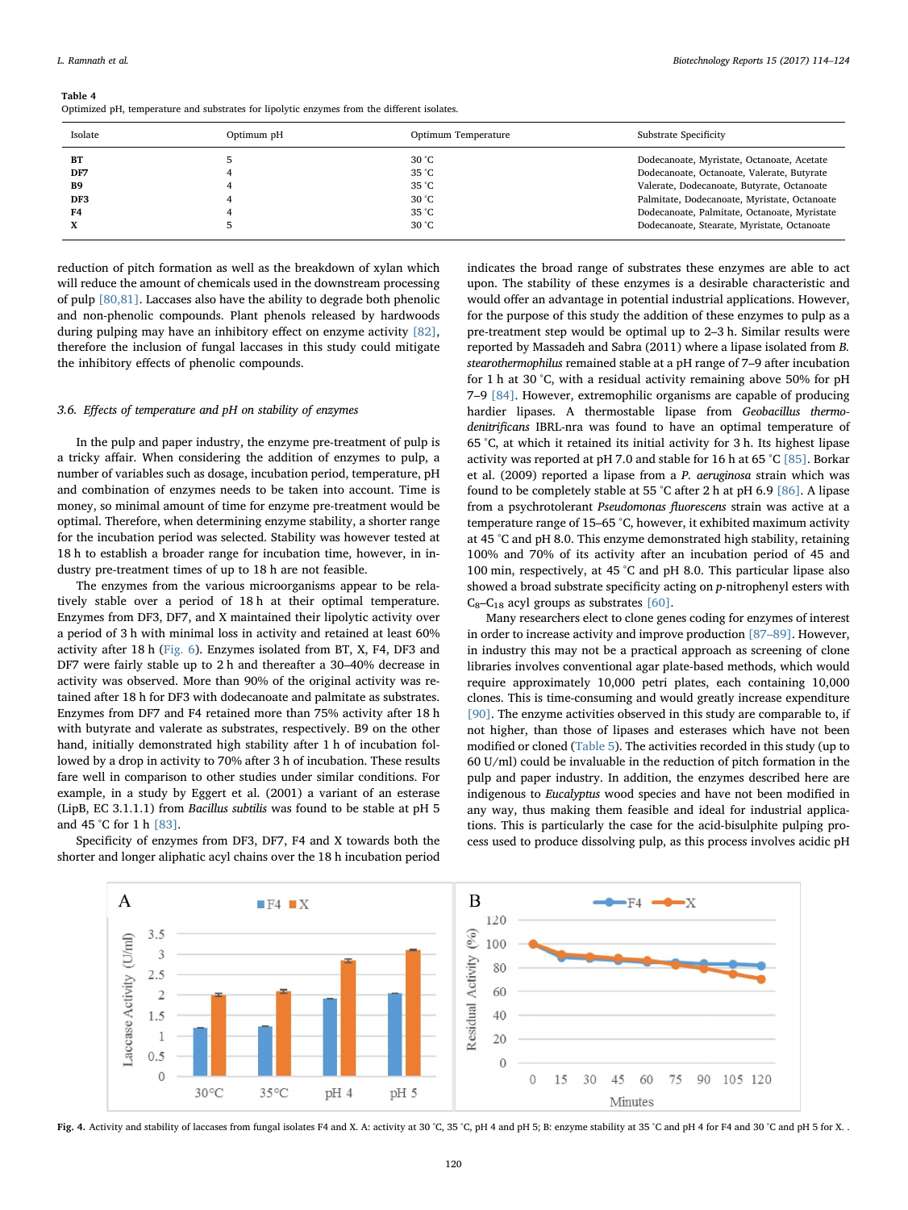**Table 4**
Optimized pH, temperature and substrates for lipolytic enzymes from the different isolates.

| Isolate | Optimum pH | Optimum Temperature | Substrate Specificity |
|---|---|---|---|
| **BT** | 5 | 30 °C | Dodecanoate, Myristate, Octanoate, Acetate |
| **DF7** | 4 | 35 °C | Dodecanoate, Octanoate, Valerate, Butyrate |
| **B9** | 4 | 35 °C | Valerate, Dodecanoate, Butyrate, Octanoate |
| **DF3** | 4 | 30 °C | Palmitate, Dodecanoate, Myristate, Octanoate |
| **F4** | 4 | 35 °C | Dodecanoate, Palmitate, Octanoate, Myristate |
| **X** | 5 | 30 °C | Dodecanoate, Stearate, Myristate, Octanoate |

reduction of pitch formation as well as the breakdown of xylan which will reduce the amount of chemicals used in the downstream processing of pulp [80,81]. Laccases also have the ability to degrade both phenolic and non-phenolic compounds. Plant phenols released by hardwoods during pulping may have an inhibitory effect on enzyme activity [82], therefore the inclusion of fungal laccases in this study could mitigate the inhibitory effects of phenolic compounds.

### 3.6. Effects of temperature and pH on stability of enzymes

In the pulp and paper industry, the enzyme pre-treatment of pulp is a tricky affair. When considering the addition of enzymes to pulp, a number of variables such as dosage, incubation period, temperature, pH and combination of enzymes needs to be taken into account. Time is money, so minimal amount of time for enzyme pre-treatment would be optimal. Therefore, when determining enzyme stability, a shorter range for the incubation period was selected. Stability was however tested at 18 h to establish a broader range for incubation time, however, in industry pre-treatment times of up to 18 h are not feasible.

The enzymes from the various microorganisms appear to be relatively stable over a period of 18 h at their optimal temperature. Enzymes from DF3, DF7, and X maintained their lipolytic activity over a period of 3 h with minimal loss in activity and retained at least 60% activity after 18 h (Fig. 6). Enzymes isolated from BT, X, F4, DF3 and DF7 were fairly stable up to 2 h and thereafter a 30–40% decrease in activity was observed. More than 90% of the original activity was retained after 18 h for DF3 with dodecanoate and palmitate as substrates. Enzymes from DF7 and F4 retained more than 75% activity after 18 h with butyrate and valerate as substrates, respectively. B9 on the other hand, initially demonstrated high stability after 1 h of incubation followed by a drop in activity to 70% after 3 h of incubation. These results fare well in comparison to other studies under similar conditions. For example, in a study by Eggert et al. (2001) a variant of an esterase (LipB, EC 3.1.1.1) from *Bacillus subtilis* was found to be stable at pH 5 and 45 °C for 1 h [83].

Specificity of enzymes from DF3, DF7, F4 and X towards both the shorter and longer aliphatic acyl chains over the 18 h incubation period indicates the broad range of substrates these enzymes are able to act upon. The stability of these enzymes is a desirable characteristic and would offer an advantage in potential industrial applications. However, for the purpose of this study the addition of these enzymes to pulp as a pre-treatment step would be optimal up to 2–3 h. Similar results were reported by Massadeh and Sabra (2011) where a lipase isolated from *B. stearothermophilus* remained stable at a pH range of 7–9 after incubation for 1 h at 30 °C, with a residual activity remaining above 50% for pH 7–9 [84]. However, extremophilic organisms are capable of producing hardier lipases. A thermostable lipase from *Geobacillus thermodenitrificans* IBRL-nra was found to have an optimal temperature of 65 °C, at which it retained its initial activity for 3 h. Its highest lipase activity was reported at pH 7.0 and stable for 16 h at 65 °C [85]. Borkar et al. (2009) reported a lipase from a *P. aeruginosa* strain which was found to be completely stable at 55 °C after 2 h at pH 6.9 [86]. A lipase from a psychrotolerant *Pseudomonas fluorescens* strain was active at a temperature range of 15–65 °C, however, it exhibited maximum activity at 45 °C and pH 8.0. This enzyme demonstrated high stability, retaining 100% and 70% of its activity after an incubation period of 45 and 100 min, respectively, at 45 °C and pH 8.0. This particular lipase also showed a broad substrate specificity acting on *p*-nitrophenyl esters with $C_8$–$C_{18}$ acyl groups as substrates [60].

Many researchers elect to clone genes coding for enzymes of interest in order to increase activity and improve production [87–89]. However, in industry this may not be a practical approach as screening of clone libraries involves conventional agar plate-based methods, which would require approximately 10,000 petri plates, each containing 10,000 clones. This is time-consuming and would greatly increase expenditure [90]. The enzyme activities observed in this study are comparable to, if not higher, than those of lipases and esterases which have not been modified or cloned (Table 5). The activities recorded in this study (up to 60 U/ml) could be invaluable in the reduction of pitch formation in the pulp and paper industry. In addition, the enzymes described here are indigenous to *Eucalyptus* wood species and have not been modified in any way, thus making them feasible and ideal for industrial applications. This is particularly the case for the acid-bisulphite pulping process used to produce dissolving pulp, as this process involves acidic pH

**Fig. 4.** Activity and stability of laccases from fungal isolates F4 and X. A: activity at 30 °C, 35 °C, pH 4 and pH 5; B: enzyme stability at 35 °C and pH 4 for F4 and 30 °C and pH 5 for X. .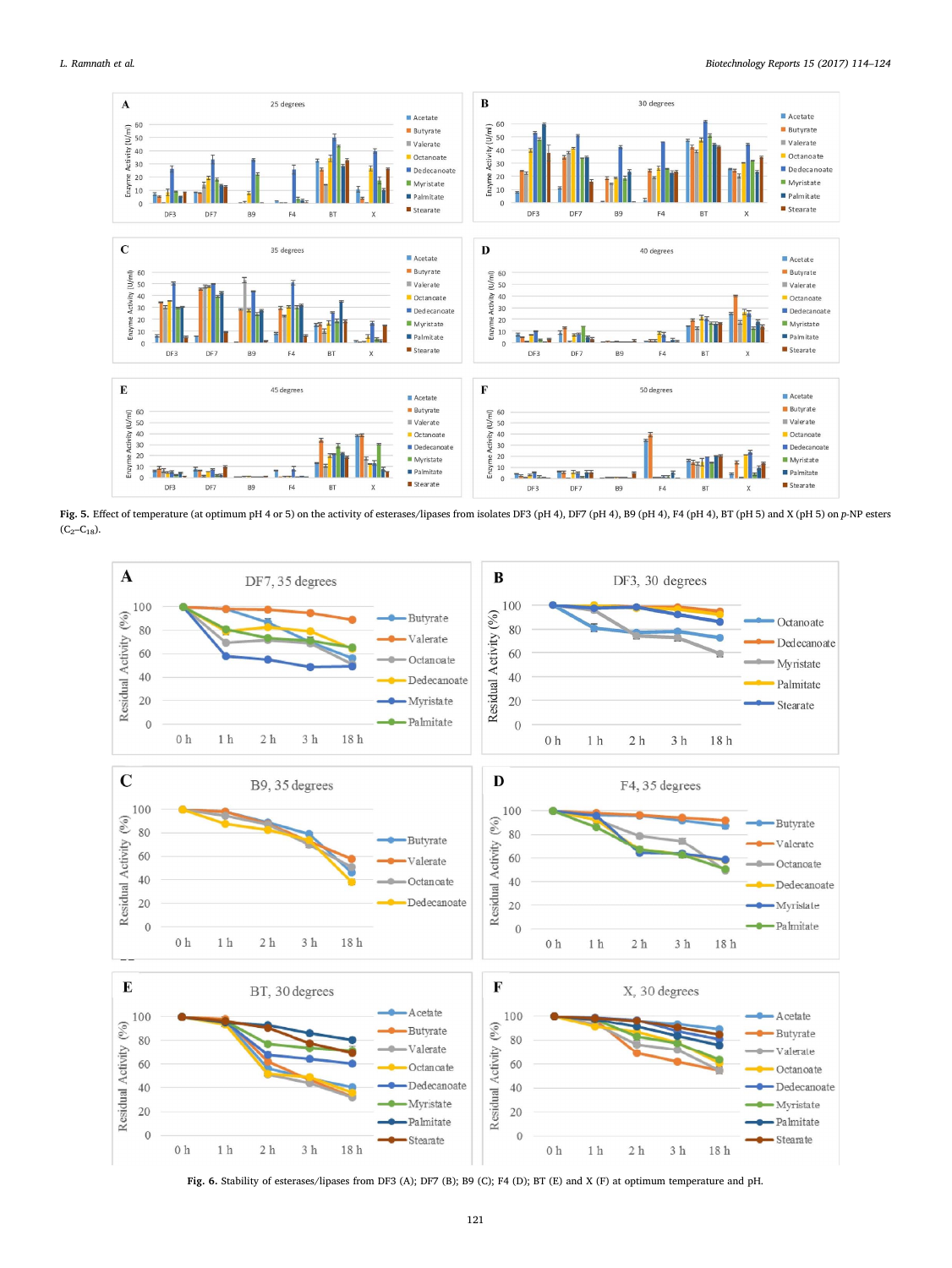**Fig. 5.** Effect of temperature (at optimum pH 4 or 5) on the activity of esterases/lipases from isolates DF3 (pH 4), DF7 (pH 4), B9 (pH 4), F4 (pH 4), BT (pH 5) and X (pH 5) on *p*-NP esters ($C_2$–$C_{18}$).

**Fig. 6.** Stability of esterases/lipases from DF3 (A); DF7 (B); B9 (C); F4 (D); BT (E) and X (F) at optimum temperature and pH.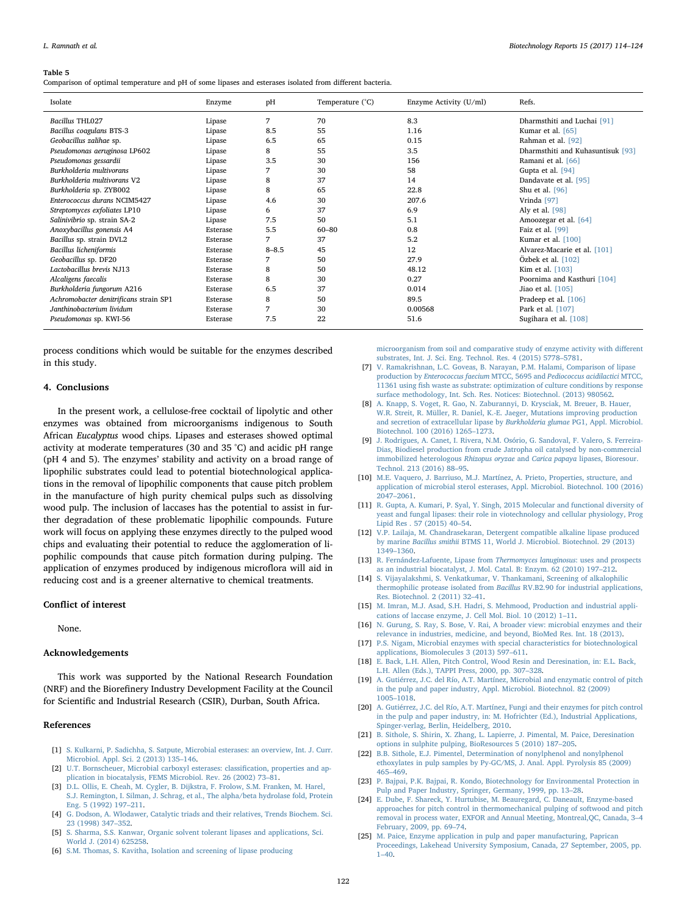**Table 5**
Comparison of optimal temperature and pH of some lipases and esterases isolated from different bacteria.

| Isolate | Enzyme | pH | Temperature (°C) | Enzyme Activity (U/ml) | Refs. |
|---|---|---|---|---|---|
| *Bacillus* THL027 | Lipase | 7 | 70 | 8.3 | Dharmsthiti and Luchai [91] |
| *Bacillus coagulans* BTS-3 | Lipase | 8.5 | 55 | 1.16 | Kumar et al. [65] |
| *Geobacillus zalihae* sp. | Lipase | 6.5 | 65 | 0.15 | Rahman et al. [92] |
| *Pseudomonas aeruginosa* LP602 | Lipase | 8 | 55 | 3.5 | Dharmsthiti and Kuhasuntisuk [93] |
| *Pseudomonas gessardii* | Lipase | 3.5 | 30 | 156 | Ramani et al. [66] |
| *Burkholderia multivorans* | Lipase | 7 | 30 | 58 | Gupta et al. [94] |
| *Burkholderia multivorans* V2 | Lipase | 8 | 37 | 14 | Dandavate et al. [95] |
| *Burkholderia* sp. ZYB002 | Lipase | 8 | 65 | 22.8 | Shu et al. [96] |
| *Enterococcus durans* NCIM5427 | Lipase | 4.6 | 30 | 207.6 | Vrinda [97] |
| *Streptomyces exfoliates* LP10 | Lipase | 6 | 37 | 6.9 | Aly et al. [98] |
| *Salinivibrio* sp. strain SA-2 | Lipase | 7.5 | 50 | 5.1 | Amoozegar et al. [64] |
| *Anoxybacillus gonensis* A4 | Esterase | 5.5 | 60–80 | 0.8 | Faiz et al. [99] |
| *Bacillus* sp. strain DVL2 | Esterase | 7 | 37 | 5.2 | Kumar et al. [100] |
| *Bacillus licheniformis* | Esterase | 8–8.5 | 45 | 12 | Alvarez-Macarie et al. [101] |
| *Geobacillus* sp. DF20 | Esterase | 7 | 50 | 27.9 | Özbek et al. [102] |
| *Lactobacillus brevis* NJ13 | Esterase | 8 | 50 | 48.12 | Kim et al. [103] |
| *Alcaligens faecalis* | Esterase | 8 | 30 | 0.27 | Poornima and Kasthuri [104] |
| *Burkholderia fungorum* A216 | Esterase | 6.5 | 37 | 0.014 | Jiao et al. [105] |
| *Achromobacter denitrificans* strain SP1 | Esterase | 8 | 50 | 89.5 | Pradeep et al. [106] |
| *Janthinobacterium lividum* | Esterase | 7 | 30 | 0.00568 | Park et al. [107] |
| *Pseudomonas* sp. KWI-56 | Esterase | 7.5 | 22 | 51.6 | Sugihara et al. [108] |

process conditions which would be suitable for the enzymes described in this study.

## 4. Conclusions

In the present work, a cellulose-free cocktail of lipolytic and other enzymes was obtained from microorganisms indigenous to South African *Eucalyptus* wood chips. Lipases and esterases showed optimal activity at moderate temperatures (30 and 35 °C) and acidic pH range (pH 4 and 5). The enzymes' stability and activity on a broad range of lipophilic substrates could lead to potential biotechnological applications in the removal of lipophilic components that cause pitch problem in the manufacture of high purity chemical pulps such as dissolving wood pulp. The inclusion of laccases has the potential to assist in further degradation of these problematic lipophilic compounds. Future work will focus on applying these enzymes directly to the pulped wood chips and evaluating their potential to reduce the agglomeration of lipophilic compounds that cause pitch formation during pulping. The application of enzymes produced by indigenous microflora will aid in reducing cost and is a greener alternative to chemical treatments.

## Conflict of interest

None.

## Acknowledgements

This work was supported by the National Research Foundation (NRF) and the Biorefinery Industry Development Facility at the Council for Scientific and Industrial Research (CSIR), Durban, South Africa.

## References

[1] S. Kulkarni, P. Sadichha, S. Satpute, Microbial esterases: an overview, Int. J. Curr. Microbiol. Appl. Sci. 2 (2013) 135–146.
[2] U.T. Bornscheuer, Microbial carboxyl esterases: classification, properties and application in biocatalysis, FEMS Microbiol. Rev. 26 (2002) 73–81.
[3] D.L. Ollis, E. Cheah, M. Cygler, B. Dijkstra, F. Frolow, S.M. Franken, M. Harel, S.J. Remington, I. Silman, J. Schrag, et al., The alpha/beta hydrolase fold, Protein Eng. 5 (1992) 197–211.
[4] G. Dodson, A. Wlodawer, Catalytic triads and their relatives, Trends Biochem. Sci. 23 (1998) 347–352.
[5] S. Sharma, S.S. Kanwar, Organic solvent tolerant lipases and applications, Sci. World J. (2014) 625258.
[6] S.M. Thomas, S. Kavitha, Isolation and screening of lipase producing microorganism from soil and comparative study of enzyme activity with different substrates, Int. J. Sci. Eng. Technol. Res. 4 (2015) 5778–5781.
[7] V. Ramakrishnan, L.C. Goveas, B. Narayan, P.M. Halami, Comparison of lipase production by *Enterococcus faecium* MTCC, 5695 and *Pediococcus acidilactici* MTCC, 11361 using fish waste as substrate: optimization of culture conditions by response surface methodology, Int. Sch. Res. Notices: Biotechnol. (2013) 980562.
[8] A. Knapp, S. Voget, R. Gao, N. Zaburannyi, D. Krysciak, M. Breuer, B. Hauer, W.R. Streit, R. Müller, R. Daniel, K.-E. Jaeger, Mutations improving production and secretion of extracellular lipase by *Burkholderia glumae* PG1, Appl. Microbiol. Biotechnol. 100 (2016) 1265–1273.
[9] J. Rodrigues, A. Canet, I. Rivera, N.M. Osório, G. Sandoval, F. Valero, S. Ferreira-Dias, Biodiesel production from crude Jatropha oil catalysed by non-commercial immobilized heterologous *Rhizopus oryzae* and *Carica papaya* lipases, Bioresour. Technol. 213 (2016) 88–95.
[10] M.E. Vaquero, J. Barriuso, M.J. Martínez, A. Prieto, Properties, structure, and application of microbial sterol esterases, Appl. Microbiol. Biotechnol. 100 (2016) 2047–2061.
[11] R. Gupta, A. Kumari, P. Syal, Y. Singh, 2015 Molecular and functional diversity of yeast and fungal lipases: their role in viotechnology and cellular physiology, Prog Lipid Res . 57 (2015) 40–54.
[12] V.P. Lailaja, M. Chandrasekaran, Detergent compatible alkaline lipase produced by marine *Bacillus smithii* BTMS 11, World J. Microbiol. Biotechnol. 29 (2013) 1349–1360.
[13] R. Fernández-Lafuente, Lipase from *Thermomyces lanuginosus*: uses and prospects as an industrial biocatalyst, J. Mol. Catal. B: Enzym. 62 (2010) 197–212.
[14] S. Vijayalakshmi, S. Venkatkumar, V. Thankamani, Screening of alkalophilic thermophilic protease isolated from *Bacillus* RV.B2.90 for industrial applications, Res. Biotechnol. 2 (2011) 32–41.
[15] M. Imran, M.J. Asad, S.H. Hadri, S. Mehmood, Production and industrial applications of laccase enzyme, J. Cell Mol. Biol. 10 (2012) 1–11.
[16] N. Gurung, S. Ray, S. Bose, V. Rai, A broader view: microbial enzymes and their relevance in industries, medicine, and beyond, BioMed Res. Int. 18 (2013).
[17] P.S. Nigam, Microbial enzymes with special characteristics for biotechnological applications, Biomolecules 3 (2013) 597–611.
[18] E. Back, L.H. Allen, Pitch Control, Wood Resin and Deresination, in: E.L. Back, L.H. Allen (Eds.), TAPPI Press, 2000, pp. 307–328.
[19] A. Gutiérrez, J.C. del Río, A.T. Martínez, Microbial and enzymatic control of pitch in the pulp and paper industry, Appl. Microbiol. Biotechnol. 82 (2009) 1005–1018.
[20] A. Gutiérrez, J.C. del Río, A.T. Martínez, Fungi and their enzymes for pitch control in the pulp and paper industry, in: M. Hofrichter (Ed.), Industrial Applications, Spinger-verlag, Berlin, Heidelberg, 2010.
[21] B. Sithole, S. Shirin, X. Zhang, L. Lapierre, J. Pimental, M. Paice, Deresination options in sulphite pulping, BioResources 5 (2010) 187–205.
[22] B.B. Sithole, E.J. Pimentel, Determination of nonylphenol and nonylphenol ethoxylates in pulp samples by Py-GC/MS, J. Anal. Appl. Pyrolysis 85 (2009) 465–469.
[23] P. Bajpai, P.K. Bajpai, R. Kondo, Biotechnology for Environmental Protection in Pulp and Paper Industry, Springer, Germany, 1999, pp. 13–28.
[24] E. Dube, F. Shareck, Y. Hurtubise, M. Beauregard, C. Daneault, Enzyme-based approaches for pitch control in thermomechanical pulping of softwood and pitch removal in process water, EXFOR and Annual Meeting, Montreal,QC, Canada, 3–4 February, 2009, pp. 69–74.
[25] M. Paice, Enzyme application in pulp and paper manufacturing, Paprican Proceedings, Lakehead University Symposium, Canada, 27 September, 2005, pp. 1–40.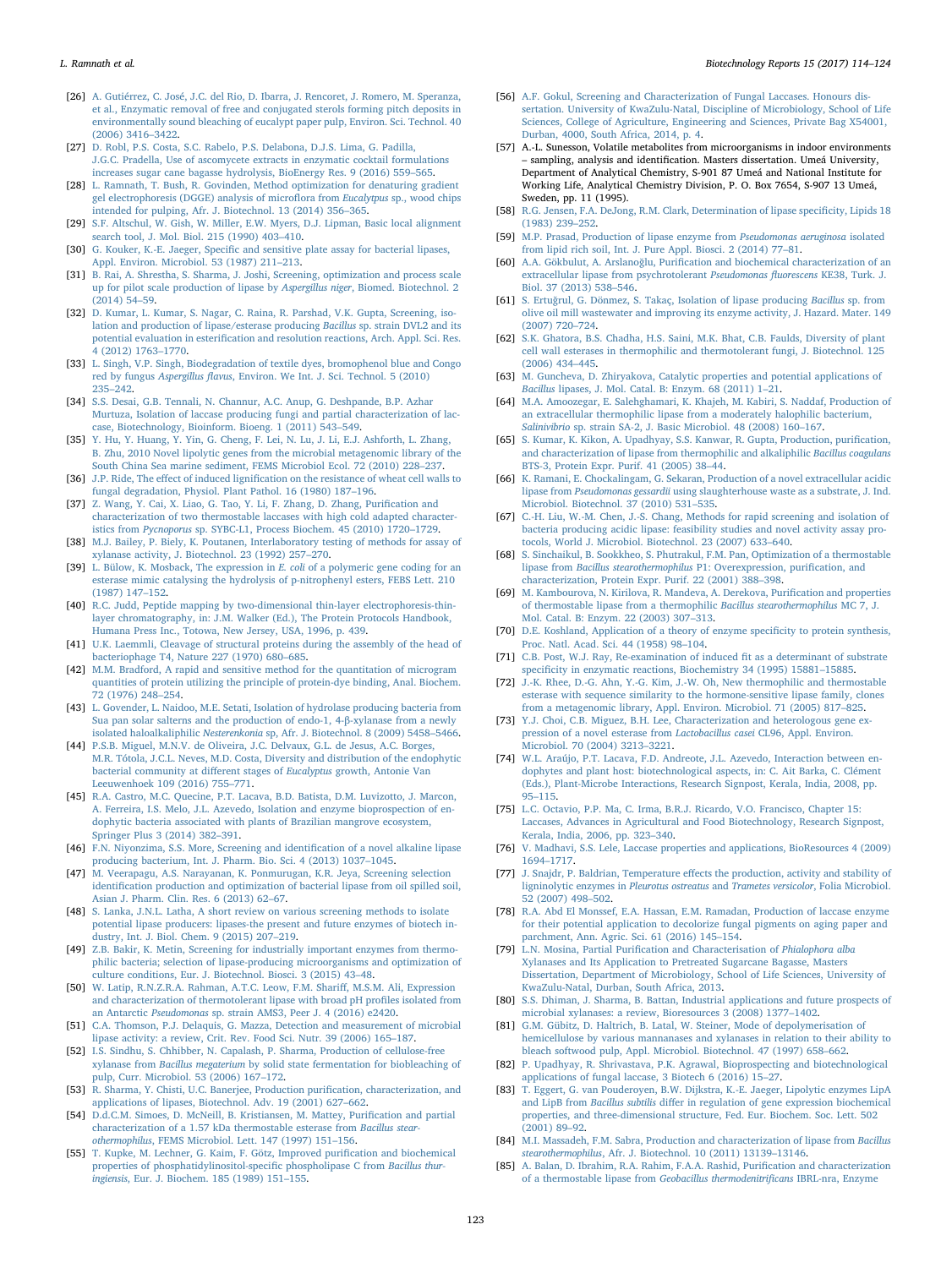[26] A. Gutiérrez, C. José, J.C. del Rio, D. Ibarra, J. Rencoret, J. Romero, M. Speranza, et al., Enzymatic removal of free and conjugated sterols forming pitch deposits in environmentally sound bleaching of eucalypt paper pulp, Environ. Sci. Technol. 40 (2006) 3416–3422.

[27] D. Robl, P.S. Costa, S.C. Rabelo, P.S. Delabona, D.J.S. Lima, G. Padilla, J.G.C. Pradella, Use of ascomycete extracts in enzymatic cocktail formulations increases sugar cane bagasse hydrolysis, BioEnergy Res. 9 (2016) 559–565.

[28] L. Ramnath, T. Bush, R. Govinden, Method optimization for denaturing gradient gel electrophoresis (DGGE) analysis of microflora from *Eucalyptus* sp., wood chips intended for pulping, Afr. J. Biotechnol. 13 (2014) 356–365.

[29] S.F. Altschul, W. Gish, W. Miller, E.W. Myers, D.J. Lipman, Basic local alignment search tool, J. Mol. Biol. 215 (1990) 403–410.

[30] G. Kouker, K.-E. Jaeger, Specific and sensitive plate assay for bacterial lipases, Appl. Environ. Microbiol. 53 (1987) 211–213.

[31] B. Rai, A. Shrestha, S. Sharma, J. Joshi, Screening, optimization and process scale up for pilot scale production of lipase by *Aspergillus niger*, Biomed. Biotechnol. 2 (2014) 54–59.

[32] D. Kumar, L. Kumar, S. Nagar, C. Raina, R. Parshad, V.K. Gupta, Screening, isolation and production of lipase/esterase producing *Bacillus* sp. strain DVL2 and its potential evaluation in esterification and resolution reactions, Arch. Appl. Sci. Res. 4 (2012) 1763–1770.

[33] L. Singh, V.P. Singh, Biodegradation of textile dyes, bromophenol blue and Congo red by fungus *Aspergillus flavus*, Environ. We Int. J. Sci. Technol. 5 (2010) 235–242.

[34] S.S. Desai, G.B. Tennali, N. Channur, A.C. Anup, G. Deshpande, B.P. Azhar Murtuza, Isolation of laccase producing fungi and partial characterization of laccase, Biotechnology, Bioinform. Bioeng. 1 (2011) 543–549.

[35] Y. Hu, Y. Huang, Y. Yin, G. Cheng, F. Lei, N. Lu, J. Li, E.J. Ashforth, L. Zhang, B. Zhu, 2010 Novel lipolytic genes from the microbial metagenomic library of the South China Sea marine sediment, FEMS Microbiol Ecol. 72 (2010) 228–237.

[36] J.P. Ride, The effect of induced lignification on the resistance of wheat cell walls to fungal degradation, Physiol. Plant Pathol. 16 (1980) 187–196.

[37] Z. Wang, Y. Cai, X. Liao, G. Tao, Y. Li, F. Zhang, D. Zhang, Purification and characterization of two thermostable laccases with high cold adapted characteristics from *Pycnoporus* sp. SYBC-L1, Process Biochem. 45 (2010) 1720–1729.

[38] M.J. Bailey, P. Biely, K. Poutanen, Interlaboratory testing of methods for assay of xylanase activity, J. Biotechnol. 23 (1992) 257–270.

[39] L. Bülow, K. Mosback, The expression in *E. coli* of a polymeric gene coding for an esterase mimic catalysing the hydrolysis of p-nitrophenyl esters, FEBS Lett. 210 (1987) 147–152.

[40] R.C. Judd, Peptide mapping by two-dimensional thin-layer electrophoresis-thin-layer chromatography, in: J.M. Walker (Ed.), The Protein Protocols Handbook, Humana Press Inc., Totowa, New Jersey, USA, 1996, p. 439.

[41] U.K. Laemmli, Cleavage of structural proteins during the assembly of the head of bacteriophage T4, Nature 227 (1970) 680–685.

[42] M.M. Bradford, A rapid and sensitive method for the quantitation of microgram quantities of protein utilizing the principle of protein-dye binding, Anal. Biochem. 72 (1976) 248–254.

[43] L. Govender, L. Naidoo, M.E. Setati, Isolation of hydrolase producing bacteria from Sua pan solar salterns and the production of endo-1, 4-β-xylanase from a newly isolated haloalkaliphilic *Nesterenkonia* sp, Afr. J. Biotechnol. 8 (2009) 5458–5466.

[44] P.S.B. Miguel, M.N.V. de Oliveira, J.C. Delvaux, G.L. de Jesus, A.C. Borges, M.R. Tótola, J.C.L. Neves, M.D. Costa, Diversity and distribution of the endophytic bacterial community at different stages of *Eucalyptus* growth, Antonie Van Leeuwenhoek 109 (2016) 755–771.

[45] R.A. Castro, M.C. Quecine, P.T. Lacava, B.D. Batista, D.M. Luvizotto, J. Marcon, A. Ferreira, I.S. Melo, J.L. Azevedo, Isolation and enzyme bioprospection of endophytic bacteria associated with plants of Brazilian mangrove ecosystem, Springer Plus 3 (2014) 382–391.

[46] F.N. Niyonzima, S.S. More, Screening and identification of a novel alkaline lipase producing bacterium, Int. J. Pharm. Bio. Sci. 4 (2013) 1037–1045.

[47] M. Veerapagu, A.S. Narayanan, K. Ponmurugan, K.R. Jeya, Screening selection identification production and optimization of bacterial lipase from oil spilled soil, Asian J. Pharm. Clin. Res. 6 (2013) 62–67.

[48] S. Lanka, J.N.L. Latha, A short review on various screening methods to isolate potential lipase producers: lipases-the present and future enzymes of biotech industry, Int. J. Biol. Chem. 9 (2015) 207–219.

[49] Z.B. Bakir, K. Metin, Screening for industrially important enzymes from thermophilic bacteria; selection of lipase-producing microorganisms and optimization of culture conditions, Eur. J. Biotechnol. Biosci. 3 (2015) 43–48.

[50] W. Latip, R.N.Z.R.A. Rahman, A.T.C. Leow, F.M. Shariff, M.S.M. Ali, Expression and characterization of thermotolerant lipase with broad pH profiles isolated from an Antarctic *Pseudomonas* sp. strain AMS3, Peer J. 4 (2016) e2420.

[51] C.A. Thomson, P.J. Delaquis, G. Mazza, Detection and measurement of microbial lipase activity: a review, Crit. Rev. Food Sci. Nutr. 39 (2006) 165–187.

[52] I.S. Sindhu, S. Chhibber, N. Capalash, P. Sharma, Production of cellulose-free xylanase from *Bacillus megaterium* by solid state fermentation for biobleaching of pulp, Curr. Microbiol. 53 (2006) 167–172.

[53] R. Sharma, Y. Chisti, U.C. Banerjee, Production purification, characterization, and applications of lipases, Biotechnol. Adv. 19 (2001) 627–662.

[54] D.d.C.M. Simoes, D. McNeill, B. Kristiansen, M. Mattey, Purification and partial characterization of a 1.57 kDa thermostable esterase from *Bacillus stearothermophilus*, FEMS Microbiol. Lett. 147 (1997) 151–156.

[55] T. Kupke, M. Lechner, G. Kaim, F. Götz, Improved purification and biochemical properties of phosphatidylinositol-specific phospholipase C from *Bacillus thuringiensis*, Eur. J. Biochem. 185 (1989) 151–155.

[56] A.F. Gokul, Screening and Characterization of Fungal Laccases. Honours dissertation. University of KwaZulu-Natal, Discipline of Microbiology, School of Life Sciences, College of Agriculture, Engineering and Sciences, Private Bag X54001, Durban, 4000, South Africa, 2014, p. 4.

[57] A.-L. Sunesson, Volatile metabolites from microorganisms in indoor environments – sampling, analysis and identification. Masters dissertation. Umeá University, Department of Analytical Chemistry, S-901 87 Umeá and National Institute for Working Life, Analytical Chemistry Division, P. O. Box 7654, S-907 13 Umeá, Sweden, pp. 11 (1995).

[58] R.G. Jensen, F.A. DeJong, R.M. Clark, Determination of lipase specificity, Lipids 18 (1983) 239–252.

[59] M.P. Prasad, Production of lipase enzyme from *Pseudomonas aeruginosa* isolated from lipid rich soil, Int. J. Pure Appl. Biosci. 2 (2014) 77–81.

[60] A.A. Gökbulut, A. Arslanoğlu, Purification and biochemical characterization of an extracellular lipase from psychrotolerant *Pseudomonas fluorescens* KE38, Turk. J. Biol. 37 (2013) 538–546.

[61] S. Ertuğrul, G. Dönmez, S. Takaç, Isolation of lipase producing *Bacillus* sp. from olive oil mill wastewater and improving its enzyme activity, J. Hazard. Mater. 149 (2007) 720–724.

[62] S.K. Ghatora, B.S. Chadha, H.S. Saini, M.K. Bhat, C.B. Faulds, Diversity of plant cell wall esterases in thermophilic and thermotolerant fungi, J. Biotechnol. 125 (2006) 434–445.

[63] M. Guncheva, D. Zhiryakova, Catalytic properties and potential applications of *Bacillus* lipases, J. Mol. Catal. B: Enzym. 68 (2011) 1–21.

[64] M.A. Amoozegar, E. Salehghamari, K. Khajeh, M. Kabiri, S. Naddaf, Production of an extracellular thermophilic lipase from a moderately halophilic bacterium, *Salinivibrio* sp. strain SA-2, J. Basic Microbiol. 48 (2008) 160–167.

[65] S. Kumar, K. Kikon, A. Upadhyay, S.S. Kanwar, R. Gupta, Production, purification, and characterization of lipase from thermophilic and alkaliphilic *Bacillus coagulans* BTS-3, Protein Expr. Purif. 41 (2005) 38–44.

[66] K. Ramani, E. Chockalingam, G. Sekaran, Production of a novel extracellular acidic lipase from *Pseudomonas gessardii* using slaughterhouse waste as a substrate, J. Ind. Microbiol. Biotechnol. 37 (2010) 531–535.

[67] C.-H. Liu, W.-M. Chen, J.-S. Chang, Methods for rapid screening and isolation of bacteria producing acidic lipase: feasibility studies and novel activity assay protocols, World J. Microbiol. Biotechnol. 23 (2007) 633–640.

[68] S. Sinchaikul, B. Sookkheo, S. Phutrakul, F.M. Pan, Optimization of a thermostable lipase from *Bacillus stearothermophilus* P1: Overexpression, purification, and characterization, Protein Expr. Purif. 22 (2001) 388–398.

[69] M. Kambourova, N. Kirilova, R. Mandeva, A. Derekova, Purification and properties of thermostable lipase from a thermophilic *Bacillus stearothermophilus* MC 7, J. Mol. Catal. B: Enzym. 22 (2003) 307–313.

[70] D.E. Koshland, Application of a theory of enzyme specificity to protein synthesis, Proc. Natl. Acad. Sci. 44 (1958) 98–104.

[71] C.B. Post, W.J. Ray, Re-examination of induced fit as a determinant of substrate specificity in enzymatic reactions, Biochemistry 34 (1995) 15881–15885.

[72] J.-K. Rhee, D.-G. Ahn, Y.-G. Kim, J.-W. Oh, New thermophilic and thermostable esterase with sequence similarity to the hormone-sensitive lipase family, clones from a metagenomic library, Appl. Environ. Microbiol. 71 (2005) 817–825.

[73] Y.J. Choi, C.B. Miguez, B.H. Lee, Characterization and heterologous gene expression of a novel esterase from *Lactobacillus casei* CL96, Appl. Environ. Microbiol. 70 (2004) 3213–3221.

[74] W.L. Araújo, P.T. Lacava, F.D. Andreote, J.L. Azevedo, Interaction between endophytes and plant host: biotechnological aspects, in: C. Ait Barka, C. Clément (Eds.), Plant-Microbe Interactions, Research Signpost, Kerala, India, 2008, pp. 95–115.

[75] L.C. Octavio, P.P. Ma, C. Irma, B.R.J. Ricardo, V.O. Francisco, Chapter 15: Laccases, Advances in Agricultural and Food Biotechnology, Research Signpost, Kerala, India, 2006, pp. 323–340.

[76] V. Madhavi, S.S. Lele, Laccase properties and applications, BioResources 4 (2009) 1694–1717.

[77] J. Snajdr, P. Baldrian, Temperature effects the production, activity and stability of ligninolytic enzymes in *Pleurotus ostreatus* and *Trametes versicolor*, Folia Microbiol. 52 (2007) 498–502.

[78] R.A. Abd El Monssef, E.A. Hassan, E.M. Ramadan, Production of laccase enzyme for their potential application to decolorize fungal pigments on aging paper and parchment, Ann. Agric. Sci. 61 (2016) 145–154.

[79] L.N. Mosina, Partial Purification and Characterisation of *Phialophora alba* Xylanases and Its Application to Pretreated Sugarcane Bagasse, Masters Dissertation, Department of Microbiology, School of Life Sciences, University of KwaZulu-Natal, Durban, South Africa, 2013.

[80] S.S. Dhiman, J. Sharma, B. Battan, Industrial applications and future prospects of microbial xylanases: a review, Bioresources 3 (2008) 1377–1402.

[81] G.M. Gübitz, D. Haltrich, B. Latal, W. Steiner, Mode of depolymerisation of hemicellulose by various mannanases and xylanases in relation to their ability to bleach softwood pulp, Appl. Microbiol. Biotechnol. 47 (1997) 658–662.

[82] P. Upadhyay, R. Shrivastava, P.K. Agrawal, Bioprospecting and biotechnological applications of fungal laccase, 3 Biotech 6 (2016) 15–27.

[83] T. Eggert, G. van Pouderoyen, B.W. Dijkstra, K.-E. Jaeger, Lipolytic enzymes LipA and LipB from *Bacillus subtilis* differ in regulation of gene expression biochemical properties, and three-dimensional structure, Fed. Eur. Biochem. Soc. Lett. 502 (2001) 89–92.

[84] M.I. Massadeh, F.M. Sabra, Production and characterization of lipase from *Bacillus stearothermophilus*, Afr. J. Biotechnol. 10 (2011) 13139–13146.

[85] A. Balan, D. Ibrahim, R.A. Rahim, F.A.A. Rashid, Purification and characterization of a thermostable lipase from *Geobacillus thermodenitrificans* IBRL-nra, Enzyme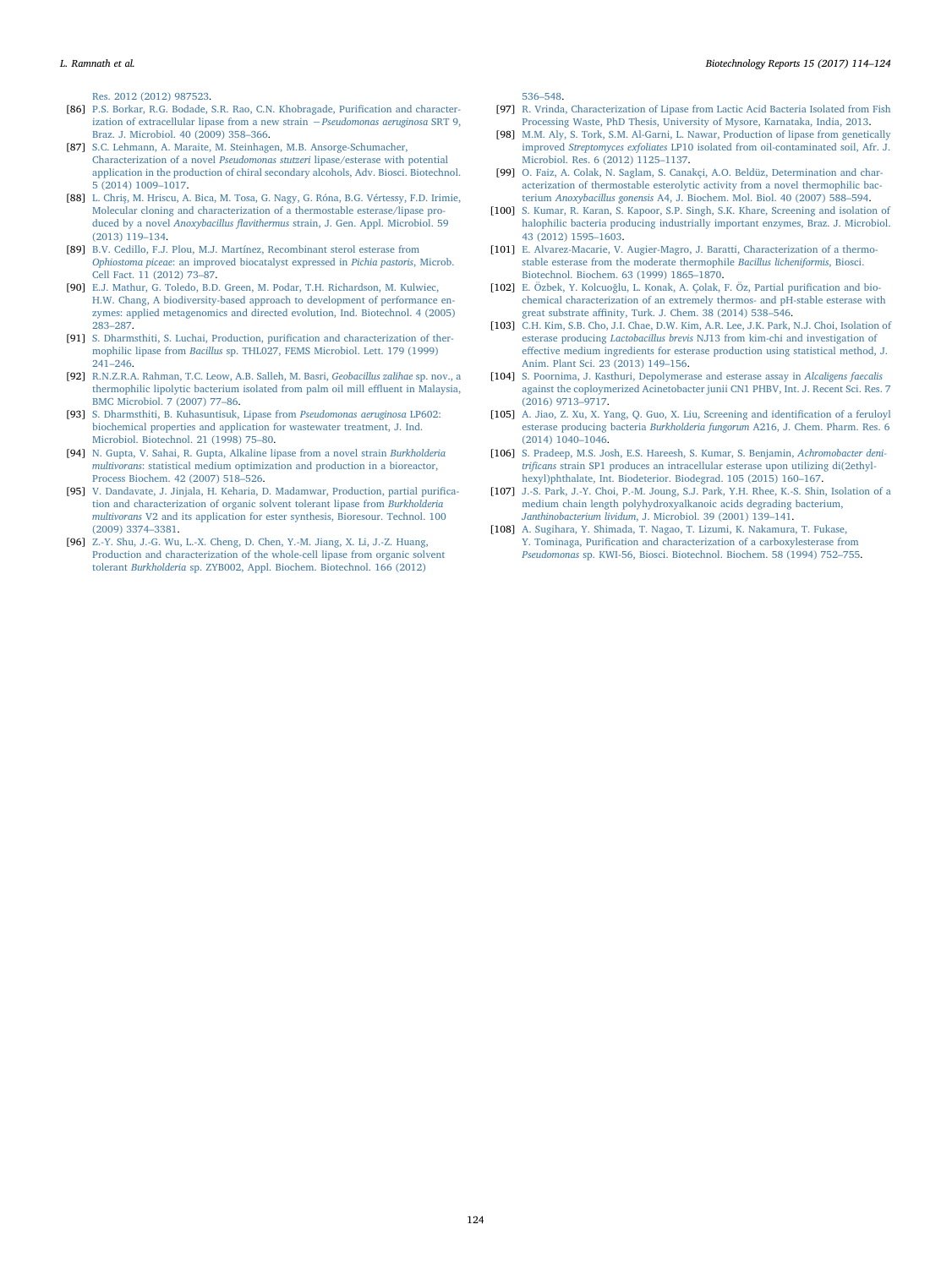Res. 2012 (2012) 987523.

[86] P.S. Borkar, R.G. Bodade, S.R. Rao, C.N. Khobragade, Purification and characterization of extracellular lipase from a new strain – *Pseudomonas aeruginosa* SRT 9, Braz. J. Microbiol. 40 (2009) 358–366.

[87] S.C. Lehmann, A. Maraite, M. Steinhagen, M.B. Ansorge-Schumacher, Characterization of a novel *Pseudomonas stutzeri* lipase/esterase with potential application in the production of chiral secondary alcohols, Adv. Biosci. Biotechnol. 5 (2014) 1009–1017.

[88] L. Chriş, M. Hriscu, A. Bica, M. Tosa, G. Nagy, G. Róna, B.G. Vértessy, F.D. Irimie, Molecular cloning and characterization of a thermostable esterase/lipase produced by a novel *Anoxybacillus flavithermus* strain, J. Gen. Appl. Microbiol. 59 (2013) 119–134.

[89] B.V. Cedillo, F.J. Plou, M.J. Martínez, Recombinant sterol esterase from *Ophiostoma piceae*: an improved biocatalyst expressed in *Pichia pastoris*, Microb. Cell Fact. 11 (2012) 73–87.

[90] E.J. Mathur, G. Toledo, B.D. Green, M. Podar, T.H. Richardson, M. Kulwiec, H.W. Chang, A biodiversity-based approach to development of performance enzymes: applied metagenomics and directed evolution, Ind. Biotechnol. 4 (2005) 283–287.

[91] S. Dharmsthiti, S. Luchai, Production, purification and characterization of thermophilic lipase from *Bacillus* sp. THL027, FEMS Microbiol. Lett. 179 (1999) 241–246.

[92] R.N.Z.R.A. Rahman, T.C. Leow, A.B. Salleh, M. Basri, *Geobacillus zalihae* sp. nov., a thermophilic lipolytic bacterium isolated from palm oil mill effluent in Malaysia, BMC Microbiol. 7 (2007) 77–86.

[93] S. Dharmsthiti, B. Kuhasuntisuk, Lipase from *Pseudomonas aeruginosa* LP602: biochemical properties and application for wastewater treatment, J. Ind. Microbiol. Biotechnol. 21 (1998) 75–80.

[94] N. Gupta, V. Sahai, R. Gupta, Alkaline lipase from a novel strain *Burkholderia multivorans*: statistical medium optimization and production in a bioreactor, Process Biochem. 42 (2007) 518–526.

[95] V. Dandavate, J. Jinjala, H. Keharia, D. Madamwar, Production, partial purification and characterization of organic solvent tolerant lipase from *Burkholderia multivorans* V2 and its application for ester synthesis, Bioresour. Technol. 100 (2009) 3374–3381.

[96] Z.-Y. Shu, J.-G. Wu, L.-X. Cheng, D. Chen, Y.-M. Jiang, X. Li, J.-Z. Huang, Production and characterization of the whole-cell lipase from organic solvent tolerant *Burkholderia* sp. ZYB002, Appl. Biochem. Biotechnol. 166 (2012) 536–548.

[97] R. Vrinda, Characterization of Lipase from Lactic Acid Bacteria Isolated from Fish Processing Waste, PhD Thesis, University of Mysore, Karnataka, India, 2013.

[98] M.M. Aly, S. Tork, S.M. Al-Garni, L. Nawar, Production of lipase from genetically improved *Streptomyces exfoliates* LP10 isolated from oil-contaminated soil, Afr. J. Microbiol. Res. 6 (2012) 1125–1137.

[99] O. Faiz, A. Colak, N. Saglam, S. Canakçi, A.O. Beldüz, Determination and characterization of thermostable esterolytic activity from a novel thermophilic bacterium *Anoxybacillus gonensis* A4, J. Biochem. Mol. Biol. 40 (2007) 588–594.

[100] S. Kumar, R. Karan, S. Kapoor, S.P. Singh, S.K. Khare, Screening and isolation of halophilic bacteria producing industrially important enzymes, Braz. J. Microbiol. 43 (2012) 1595–1603.

[101] E. Alvarez-Macarie, V. Augier-Magro, J. Baratti, Characterization of a thermostable esterase from the moderate thermophile *Bacillus licheniformis*, Biosci. Biotechnol. Biochem. 63 (1999) 1865–1870.

[102] E. Özbek, Y. Kolcuoğlu, L. Konak, A. Çolak, F. Öz, Partial purification and biochemical characterization of an extremely thermos- and pH-stable esterase with great substrate affinity, Turk. J. Chem. 38 (2014) 538–546.

[103] C.H. Kim, S.B. Cho, J.I. Chae, D.W. Kim, A.R. Lee, J.K. Park, N.J. Choi, Isolation of esterase producing *Lactobacillus brevis* NJ13 from kim-chi and investigation of effective medium ingredients for esterase production using statistical method, J. Anim. Plant Sci. 23 (2013) 149–156.

[104] S. Poornima, J. Kasthuri, Depolymerase and esterase assay in *Alcaligens faecalis* against the coploymerized Acinetobacter junii CN1 PHBV, Int. J. Recent Sci. Res. 7 (2016) 9713–9717.

[105] A. Jiao, Z. Xu, X. Yang, Q. Guo, X. Liu, Screening and identification of a feruloyl esterase producing bacteria *Burkholderia fungorum* A216, J. Chem. Pharm. Res. 6 (2014) 1040–1046.

[106] S. Pradeep, M.S. Josh, E.S. Hareesh, S. Kumar, S. Benjamin, *Achromobacter denitrificans* strain SP1 produces an intracellular esterase upon utilizing di(2ethylhexyl)phthalate, Int. Biodeterior. Biodegrad. 105 (2015) 160–167.

[107] J.-S. Park, J.-Y. Choi, P.-M. Joung, S.J. Park, Y.H. Rhee, K.-S. Shin, Isolation of a medium chain length polyhydroxyalkanoic acids degrading bacterium, *Janthinobacterium lividum*, J. Microbiol. 39 (2001) 139–141.

[108] A. Sugihara, Y. Shimada, T. Nagao, T. Lizumi, K. Nakamura, T. Fukase, Y. Tominaga, Purification and characterization of a carboxylesterase from *Pseudomonas* sp. KWI-56, Biosci. Biotechnol. Biochem. 58 (1994) 752–755.